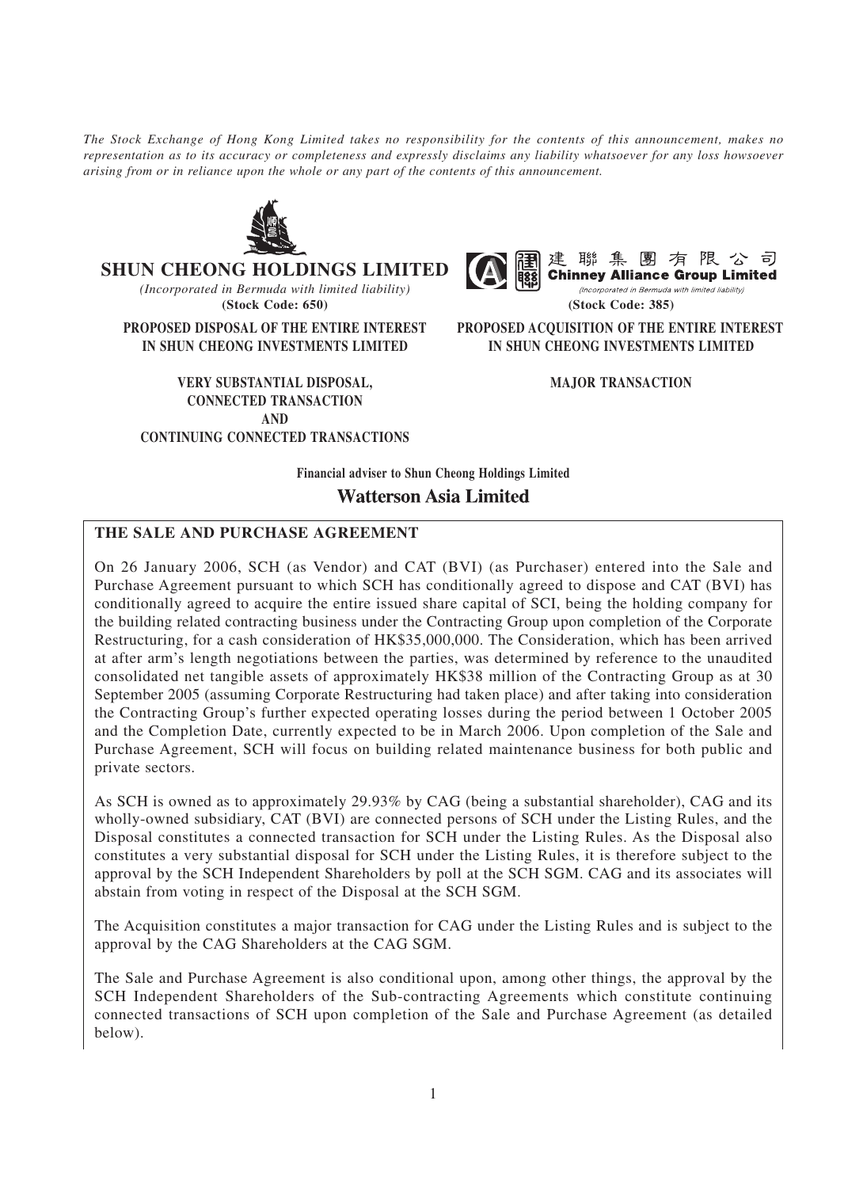*The Stock Exchange of Hong Kong Limited takes no responsibility for the contents of this announcement, makes no representation as to its accuracy or completeness and expressly disclaims any liability whatsoever for any loss howsoever arising from or in reliance upon the whole or any part of the contents of this announcement.*

**SHUN CHEONG HOLDINGS LIMITED**

*(Incorporated in Bermuda with limited liability)*

**(Stock Code: 650)**

**PROPOSED DISPOSAL OF THE ENTIRE INTEREST IN SHUN CHEONG INVESTMENTS LIMITED**

**VERY SUBSTANTIAL DISPOSAL, CONNECTED TRANSACTION AND CONTINUING CONNECTED TRANSACTIONS**

建聯集團有限公司

**Chinney Alliance Group Limited**

*(Incorporated in Bermuda with limited liability)*

**(Stock Code: 385)**

**PROPOSED ACQUISITION OF THE ENTIRE INTEREST IN SHUN CHEONG INVESTMENTS LIMITED**

**MAJOR TRANSACTION**

**Financial adviser to Shun Cheong Holdings Limited**

**Watterson Asia Limited**

## THE SALE AND PURCHASE AGREEMENT

On 26 January 2006, SCH (as Vendor) and CAT (BVI) (as Purchaser) entered into the Sale and Purchase Agreement pursuant to which SCH has conditionally agreed to dispose and CAT (BVI) has conditionally agreed to acquire the entire issued share capital of SCI, being the holding company for the building related contracting business under the Contracting Group upon completion of the Corporate Restructuring, for a cash consideration of HK$35,000,000. The Consideration, which has been arrived at after arm's length negotiations between the parties, was determined by reference to the unaudited consolidated net tangible assets of approximately HK$38 million of the Contracting Group as at 30 September 2005 (assuming Corporate Restructuring had taken place) and after taking into consideration the Contracting Group's further expected operating losses during the period between 1 October 2005 and the Completion Date, currently expected to be in March 2006. Upon completion of the Sale and Purchase Agreement, SCH will focus on building related maintenance business for both public and private sectors.

As SCH is owned as to approximately 29.93% by CAG (being a substantial shareholder), CAG and its wholly-owned subsidiary, CAT (BVI) are connected persons of SCH under the Listing Rules, and the Disposal constitutes a connected transaction for SCH under the Listing Rules. As the Disposal also constitutes a very substantial disposal for SCH under the Listing Rules, it is therefore subject to the approval by the SCH Independent Shareholders by poll at the SCH SGM. CAG and its associates will abstain from voting in respect of the Disposal at the SCH SGM.

The Acquisition constitutes a major transaction for CAG under the Listing Rules and is subject to the approval by the CAG Shareholders at the CAG SGM.

The Sale and Purchase Agreement is also conditional upon, among other things, the approval by the SCH Independent Shareholders of the Sub-contracting Agreements which constitute continuing connected transactions of SCH upon completion of the Sale and Purchase Agreement (as detailed below).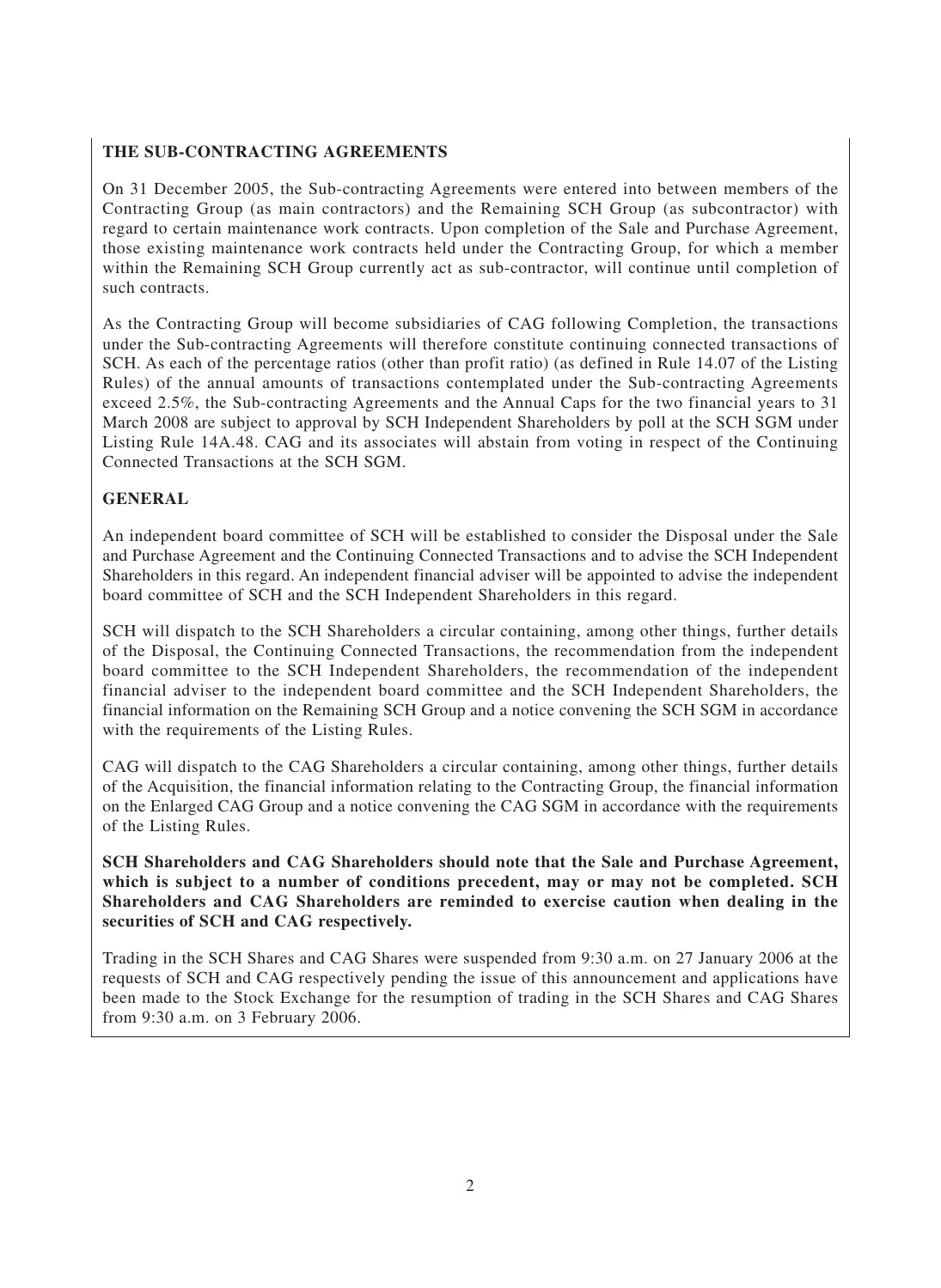## THE SUB-CONTRACTING AGREEMENTS

On 31 December 2005, the Sub-contracting Agreements were entered into between members of the Contracting Group (as main contractors) and the Remaining SCH Group (as subcontractor) with regard to certain maintenance work contracts. Upon completion of the Sale and Purchase Agreement, those existing maintenance work contracts held under the Contracting Group, for which a member within the Remaining SCH Group currently act as sub-contractor, will continue until completion of such contracts.

As the Contracting Group will become subsidiaries of CAG following Completion, the transactions under the Sub-contracting Agreements will therefore constitute continuing connected transactions of SCH. As each of the percentage ratios (other than profit ratio) (as defined in Rule 14.07 of the Listing Rules) of the annual amounts of transactions contemplated under the Sub-contracting Agreements exceed 2.5%, the Sub-contracting Agreements and the Annual Caps for the two financial years to 31 March 2008 are subject to approval by SCH Independent Shareholders by poll at the SCH SGM under Listing Rule 14A.48. CAG and its associates will abstain from voting in respect of the Continuing Connected Transactions at the SCH SGM.

## GENERAL

An independent board committee of SCH will be established to consider the Disposal under the Sale and Purchase Agreement and the Continuing Connected Transactions and to advise the SCH Independent Shareholders in this regard. An independent financial adviser will be appointed to advise the independent board committee of SCH and the SCH Independent Shareholders in this regard.

SCH will dispatch to the SCH Shareholders a circular containing, among other things, further details of the Disposal, the Continuing Connected Transactions, the recommendation from the independent board committee to the SCH Independent Shareholders, the recommendation of the independent financial adviser to the independent board committee and the SCH Independent Shareholders, the financial information on the Remaining SCH Group and a notice convening the SCH SGM in accordance with the requirements of the Listing Rules.

CAG will dispatch to the CAG Shareholders a circular containing, among other things, further details of the Acquisition, the financial information relating to the Contracting Group, the financial information on the Enlarged CAG Group and a notice convening the CAG SGM in accordance with the requirements of the Listing Rules.

**SCH Shareholders and CAG Shareholders should note that the Sale and Purchase Agreement, which is subject to a number of conditions precedent, may or may not be completed. SCH Shareholders and CAG Shareholders are reminded to exercise caution when dealing in the securities of SCH and CAG respectively.**

Trading in the SCH Shares and CAG Shares were suspended from 9:30 a.m. on 27 January 2006 at the requests of SCH and CAG respectively pending the issue of this announcement and applications have been made to the Stock Exchange for the resumption of trading in the SCH Shares and CAG Shares from 9:30 a.m. on 3 February 2006.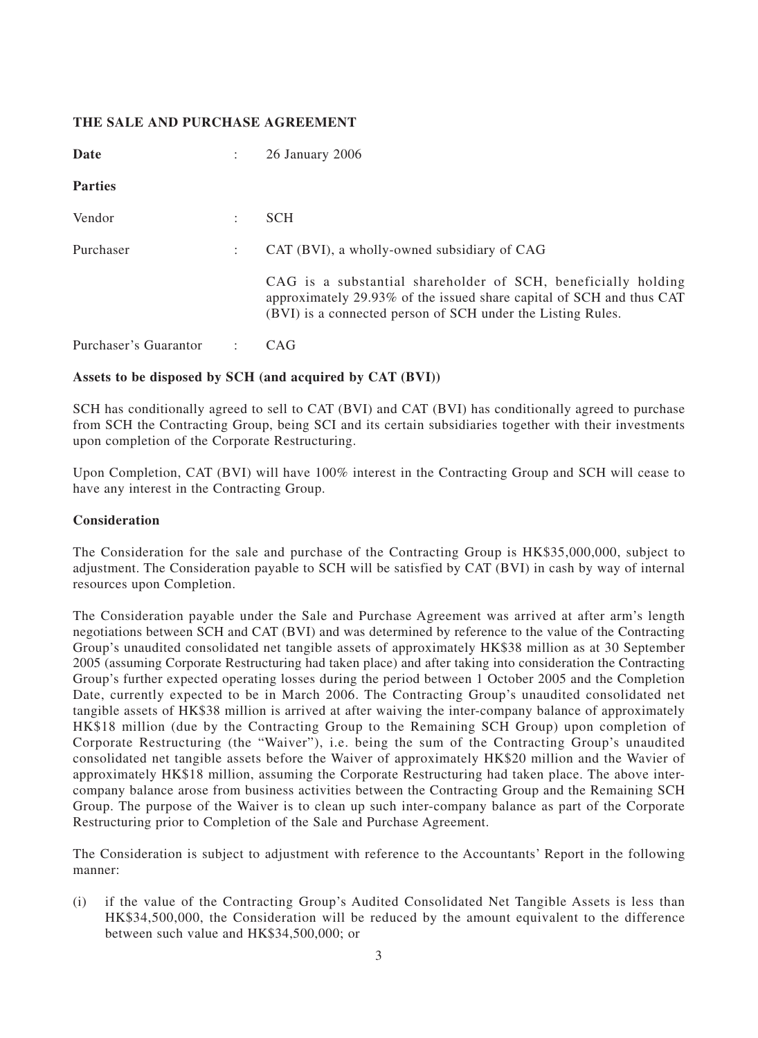## THE SALE AND PURCHASE AGREEMENT

| | | |
|---|---|---|
| **Date** | : | 26 January 2006 |
| **Parties** | | |
| Vendor | : | SCH |
| Purchaser | : | CAT (BVI), a wholly-owned subsidiary of CAG |
| | | CAG is a substantial shareholder of SCH, beneficially holding approximately 29.93% of the issued share capital of SCH and thus CAT (BVI) is a connected person of SCH under the Listing Rules. |
| Purchaser's Guarantor | : | CAG |

**Assets to be disposed by SCH (and acquired by CAT (BVI))**

SCH has conditionally agreed to sell to CAT (BVI) and CAT (BVI) has conditionally agreed to purchase from SCH the Contracting Group, being SCI and its certain subsidiaries together with their investments upon completion of the Corporate Restructuring.

Upon Completion, CAT (BVI) will have 100% interest in the Contracting Group and SCH will cease to have any interest in the Contracting Group.

**Consideration**

The Consideration for the sale and purchase of the Contracting Group is HK$35,000,000, subject to adjustment. The Consideration payable to SCH will be satisfied by CAT (BVI) in cash by way of internal resources upon Completion.

The Consideration payable under the Sale and Purchase Agreement was arrived at after arm's length negotiations between SCH and CAT (BVI) and was determined by reference to the value of the Contracting Group's unaudited consolidated net tangible assets of approximately HK$38 million as at 30 September 2005 (assuming Corporate Restructuring had taken place) and after taking into consideration the Contracting Group's further expected operating losses during the period between 1 October 2005 and the Completion Date, currently expected to be in March 2006. The Contracting Group's unaudited consolidated net tangible assets of HK$38 million is arrived at after waiving the inter-company balance of approximately HK$18 million (due by the Contracting Group to the Remaining SCH Group) upon completion of Corporate Restructuring (the "Waiver"), i.e. being the sum of the Contracting Group's unaudited consolidated net tangible assets before the Waiver of approximately HK$20 million and the Wavier of approximately HK$18 million, assuming the Corporate Restructuring had taken place. The above inter-company balance arose from business activities between the Contracting Group and the Remaining SCH Group. The purpose of the Waiver is to clean up such inter-company balance as part of the Corporate Restructuring prior to Completion of the Sale and Purchase Agreement.

The Consideration is subject to adjustment with reference to the Accountants' Report in the following manner:

(i) if the value of the Contracting Group's Audited Consolidated Net Tangible Assets is less than HK$34,500,000, the Consideration will be reduced by the amount equivalent to the difference between such value and HK$34,500,000; or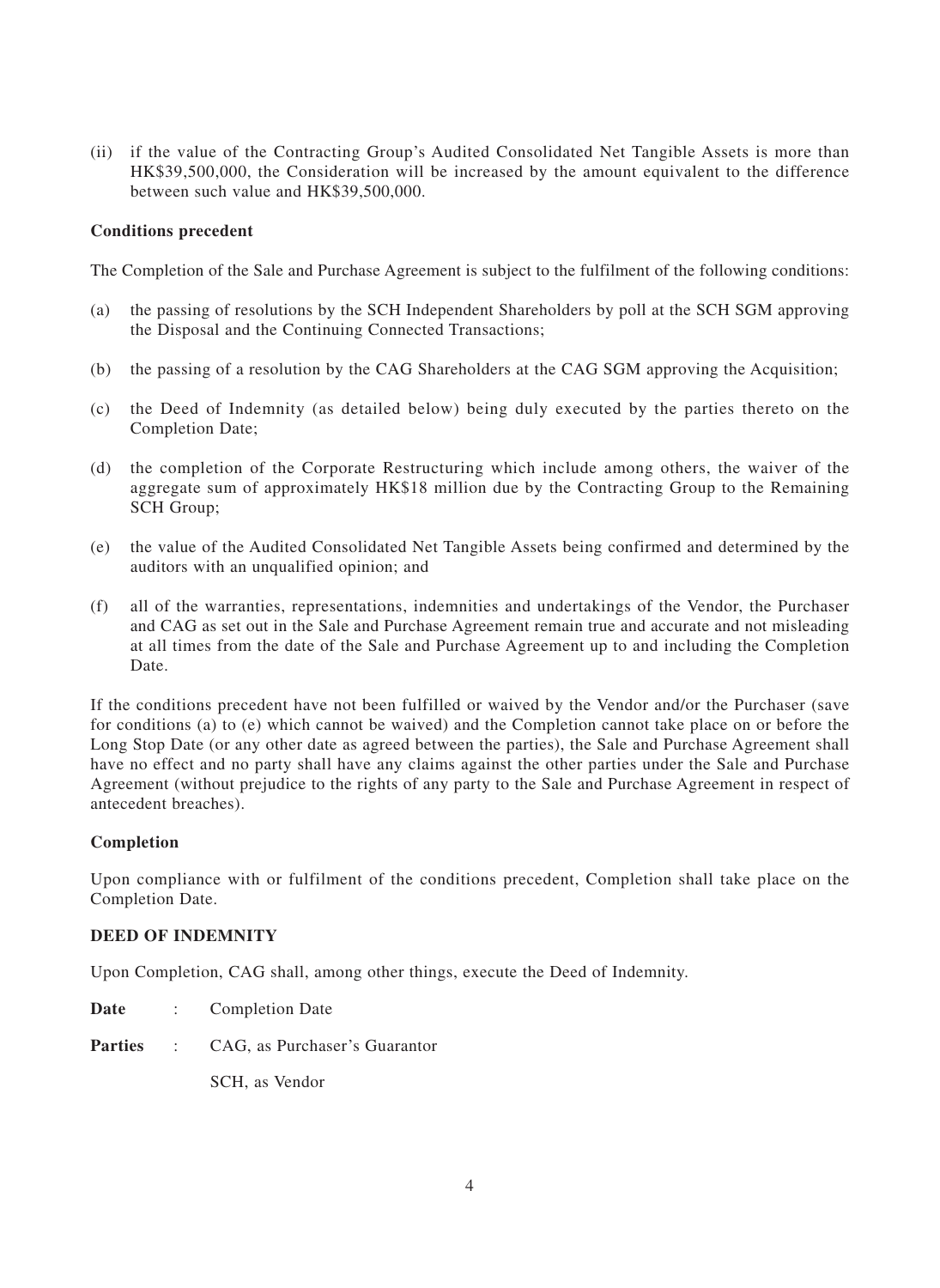(ii) if the value of the Contracting Group's Audited Consolidated Net Tangible Assets is more than HK$39,500,000, the Consideration will be increased by the amount equivalent to the difference between such value and HK$39,500,000.

**Conditions precedent**

The Completion of the Sale and Purchase Agreement is subject to the fulfilment of the following conditions:

(a) the passing of resolutions by the SCH Independent Shareholders by poll at the SCH SGM approving the Disposal and the Continuing Connected Transactions;

(b) the passing of a resolution by the CAG Shareholders at the CAG SGM approving the Acquisition;

(c) the Deed of Indemnity (as detailed below) being duly executed by the parties thereto on the Completion Date;

(d) the completion of the Corporate Restructuring which include among others, the waiver of the aggregate sum of approximately HK$18 million due by the Contracting Group to the Remaining SCH Group;

(e) the value of the Audited Consolidated Net Tangible Assets being confirmed and determined by the auditors with an unqualified opinion; and

(f) all of the warranties, representations, indemnities and undertakings of the Vendor, the Purchaser and CAG as set out in the Sale and Purchase Agreement remain true and accurate and not misleading at all times from the date of the Sale and Purchase Agreement up to and including the Completion Date.

If the conditions precedent have not been fulfilled or waived by the Vendor and/or the Purchaser (save for conditions (a) to (e) which cannot be waived) and the Completion cannot take place on or before the Long Stop Date (or any other date as agreed between the parties), the Sale and Purchase Agreement shall have no effect and no party shall have any claims against the other parties under the Sale and Purchase Agreement (without prejudice to the rights of any party to the Sale and Purchase Agreement in respect of antecedent breaches).

**Completion**

Upon compliance with or fulfilment of the conditions precedent, Completion shall take place on the Completion Date.

**DEED OF INDEMNITY**

Upon Completion, CAG shall, among other things, execute the Deed of Indemnity.

**Date** : Completion Date

**Parties** : CAG, as Purchaser's Guarantor

SCH, as Vendor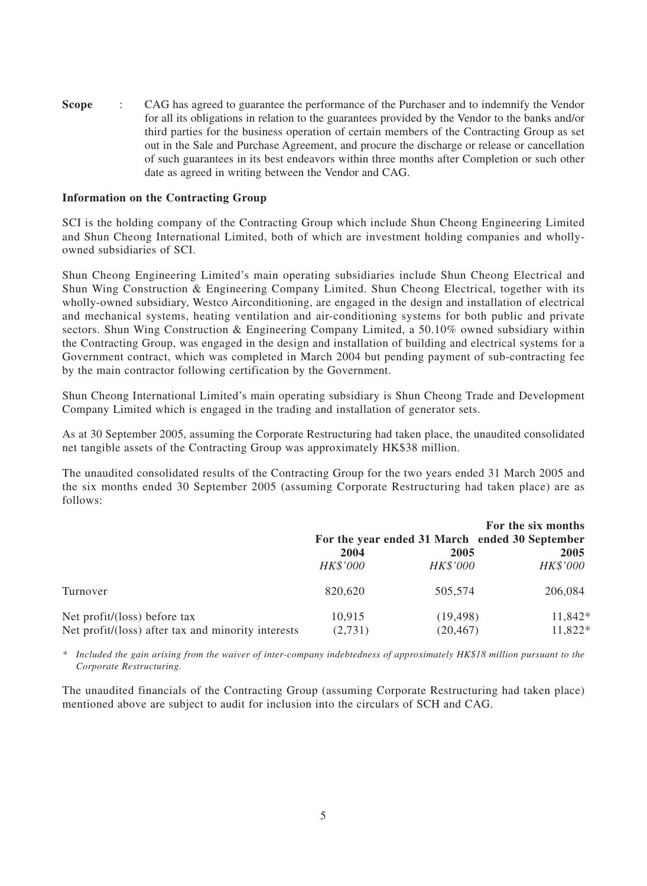**Scope** : CAG has agreed to guarantee the performance of the Purchaser and to indemnify the Vendor for all its obligations in relation to the guarantees provided by the Vendor to the banks and/or third parties for the business operation of certain members of the Contracting Group as set out in the Sale and Purchase Agreement, and procure the discharge or release or cancellation of such guarantees in its best endeavors within three months after Completion or such other date as agreed in writing between the Vendor and CAG.

**Information on the Contracting Group**

SCI is the holding company of the Contracting Group which include Shun Cheong Engineering Limited and Shun Cheong International Limited, both of which are investment holding companies and wholly-owned subsidiaries of SCI.

Shun Cheong Engineering Limited's main operating subsidiaries include Shun Cheong Electrical and Shun Wing Construction & Engineering Company Limited. Shun Cheong Electrical, together with its wholly-owned subsidiary, Westco Airconditioning, are engaged in the design and installation of electrical and mechanical systems, heating ventilation and air-conditioning systems for both public and private sectors. Shun Wing Construction & Engineering Company Limited, a 50.10% owned subsidiary within the Contracting Group, was engaged in the design and installation of building and electrical systems for a Government contract, which was completed in March 2004 but pending payment of sub-contracting fee by the main contractor following certification by the Government.

Shun Cheong International Limited's main operating subsidiary is Shun Cheong Trade and Development Company Limited which is engaged in the trading and installation of generator sets.

As at 30 September 2005, assuming the Corporate Restructuring had taken place, the unaudited consolidated net tangible assets of the Contracting Group was approximately HK$38 million.

The unaudited consolidated results of the Contracting Group for the two years ended 31 March 2005 and the six months ended 30 September 2005 (assuming Corporate Restructuring had taken place) are as follows:

| | For the year ended 31 March | | For the six months ended 30 September |
|---|---|---|---|
| | **2004** | **2005** | **2005** |
| | *HK$'000* | *HK$'000* | *HK$'000* |
| Turnover | 820,620 | 505,574 | 206,084 |
| Net profit/(loss) before tax | 10,915 | (19,498) | 11,842* |
| Net profit/(loss) after tax and minority interests | (2,731) | (20,467) | 11,822* |

*\* Included the gain arising from the waiver of inter-company indebtedness of approximately HK$18 million pursuant to the Corporate Restructuring.*

The unaudited financials of the Contracting Group (assuming Corporate Restructuring had taken place) mentioned above are subject to audit for inclusion into the circulars of SCH and CAG.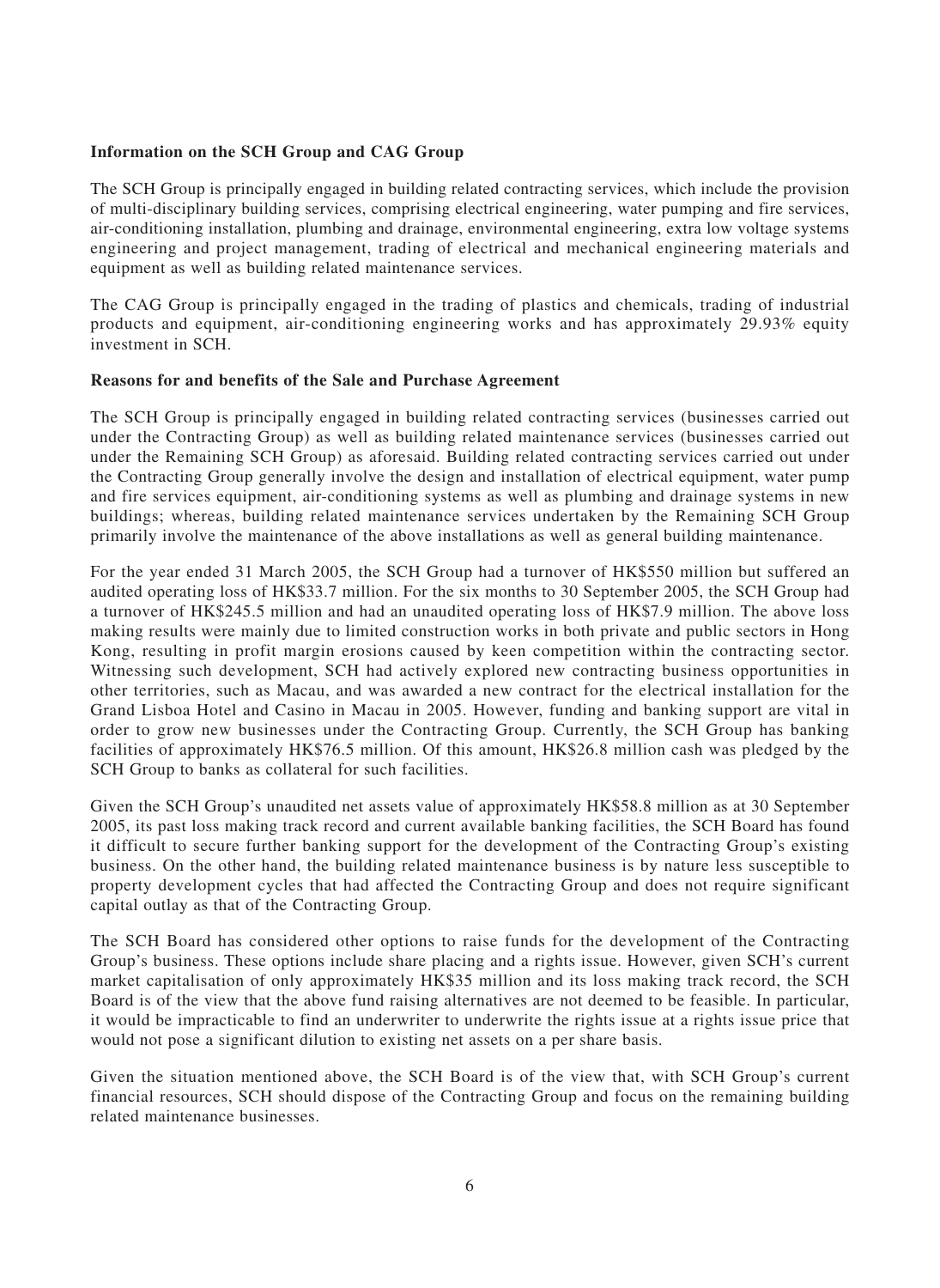**Information on the SCH Group and CAG Group**

The SCH Group is principally engaged in building related contracting services, which include the provision of multi-disciplinary building services, comprising electrical engineering, water pumping and fire services, air-conditioning installation, plumbing and drainage, environmental engineering, extra low voltage systems engineering and project management, trading of electrical and mechanical engineering materials and equipment as well as building related maintenance services.

The CAG Group is principally engaged in the trading of plastics and chemicals, trading of industrial products and equipment, air-conditioning engineering works and has approximately 29.93% equity investment in SCH.

**Reasons for and benefits of the Sale and Purchase Agreement**

The SCH Group is principally engaged in building related contracting services (businesses carried out under the Contracting Group) as well as building related maintenance services (businesses carried out under the Remaining SCH Group) as aforesaid. Building related contracting services carried out under the Contracting Group generally involve the design and installation of electrical equipment, water pump and fire services equipment, air-conditioning systems as well as plumbing and drainage systems in new buildings; whereas, building related maintenance services undertaken by the Remaining SCH Group primarily involve the maintenance of the above installations as well as general building maintenance.

For the year ended 31 March 2005, the SCH Group had a turnover of HK$550 million but suffered an audited operating loss of HK$33.7 million. For the six months to 30 September 2005, the SCH Group had a turnover of HK$245.5 million and had an unaudited operating loss of HK$7.9 million. The above loss making results were mainly due to limited construction works in both private and public sectors in Hong Kong, resulting in profit margin erosions caused by keen competition within the contracting sector. Witnessing such development, SCH had actively explored new contracting business opportunities in other territories, such as Macau, and was awarded a new contract for the electrical installation for the Grand Lisboa Hotel and Casino in Macau in 2005. However, funding and banking support are vital in order to grow new businesses under the Contracting Group. Currently, the SCH Group has banking facilities of approximately HK$76.5 million. Of this amount, HK$26.8 million cash was pledged by the SCH Group to banks as collateral for such facilities.

Given the SCH Group's unaudited net assets value of approximately HK$58.8 million as at 30 September 2005, its past loss making track record and current available banking facilities, the SCH Board has found it difficult to secure further banking support for the development of the Contracting Group's existing business. On the other hand, the building related maintenance business is by nature less susceptible to property development cycles that had affected the Contracting Group and does not require significant capital outlay as that of the Contracting Group.

The SCH Board has considered other options to raise funds for the development of the Contracting Group's business. These options include share placing and a rights issue. However, given SCH's current market capitalisation of only approximately HK$35 million and its loss making track record, the SCH Board is of the view that the above fund raising alternatives are not deemed to be feasible. In particular, it would be impracticable to find an underwriter to underwrite the rights issue at a rights issue price that would not pose a significant dilution to existing net assets on a per share basis.

Given the situation mentioned above, the SCH Board is of the view that, with SCH Group's current financial resources, SCH should dispose of the Contracting Group and focus on the remaining building related maintenance businesses.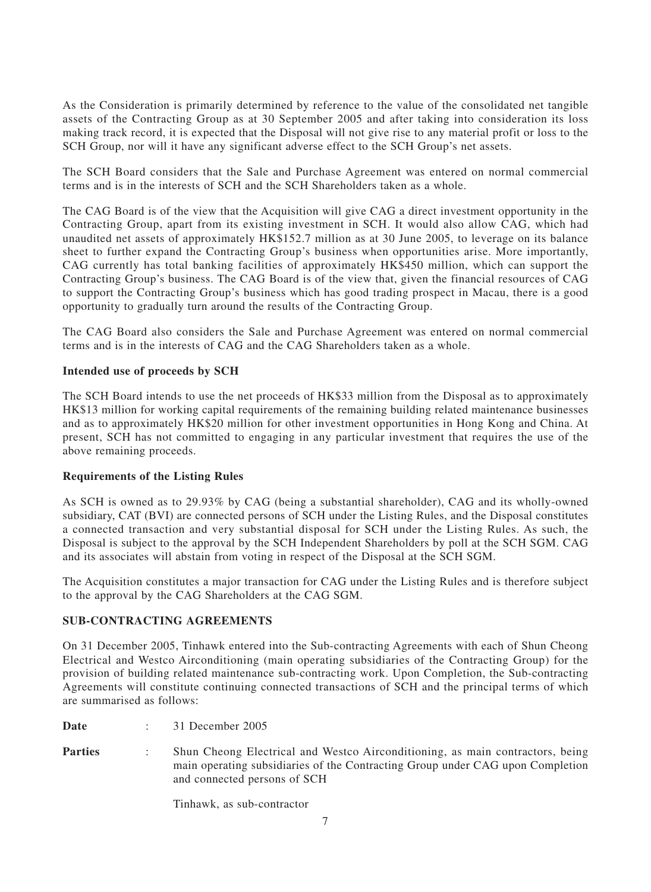As the Consideration is primarily determined by reference to the value of the consolidated net tangible assets of the Contracting Group as at 30 September 2005 and after taking into consideration its loss making track record, it is expected that the Disposal will not give rise to any material profit or loss to the SCH Group, nor will it have any significant adverse effect to the SCH Group's net assets.

The SCH Board considers that the Sale and Purchase Agreement was entered on normal commercial terms and is in the interests of SCH and the SCH Shareholders taken as a whole.

The CAG Board is of the view that the Acquisition will give CAG a direct investment opportunity in the Contracting Group, apart from its existing investment in SCH. It would also allow CAG, which had unaudited net assets of approximately HK$152.7 million as at 30 June 2005, to leverage on its balance sheet to further expand the Contracting Group's business when opportunities arise. More importantly, CAG currently has total banking facilities of approximately HK$450 million, which can support the Contracting Group's business. The CAG Board is of the view that, given the financial resources of CAG to support the Contracting Group's business which has good trading prospect in Macau, there is a good opportunity to gradually turn around the results of the Contracting Group.

The CAG Board also considers the Sale and Purchase Agreement was entered on normal commercial terms and is in the interests of CAG and the CAG Shareholders taken as a whole.

**Intended use of proceeds by SCH**

The SCH Board intends to use the net proceeds of HK$33 million from the Disposal as to approximately HK$13 million for working capital requirements of the remaining building related maintenance businesses and as to approximately HK$20 million for other investment opportunities in Hong Kong and China. At present, SCH has not committed to engaging in any particular investment that requires the use of the above remaining proceeds.

**Requirements of the Listing Rules**

As SCH is owned as to 29.93% by CAG (being a substantial shareholder), CAG and its wholly-owned subsidiary, CAT (BVI) are connected persons of SCH under the Listing Rules, and the Disposal constitutes a connected transaction and very substantial disposal for SCH under the Listing Rules. As such, the Disposal is subject to the approval by the SCH Independent Shareholders by poll at the SCH SGM. CAG and its associates will abstain from voting in respect of the Disposal at the SCH SGM.

The Acquisition constitutes a major transaction for CAG under the Listing Rules and is therefore subject to the approval by the CAG Shareholders at the CAG SGM.

**SUB-CONTRACTING AGREEMENTS**

On 31 December 2005, Tinhawk entered into the Sub-contracting Agreements with each of Shun Cheong Electrical and Westco Airconditioning (main operating subsidiaries of the Contracting Group) for the provision of building related maintenance sub-contracting work. Upon Completion, the Sub-contracting Agreements will constitute continuing connected transactions of SCH and the principal terms of which are summarised as follows:

**Date** : 31 December 2005

**Parties** : Shun Cheong Electrical and Westco Airconditioning, as main contractors, being main operating subsidiaries of the Contracting Group under CAG upon Completion and connected persons of SCH

Tinhawk, as sub-contractor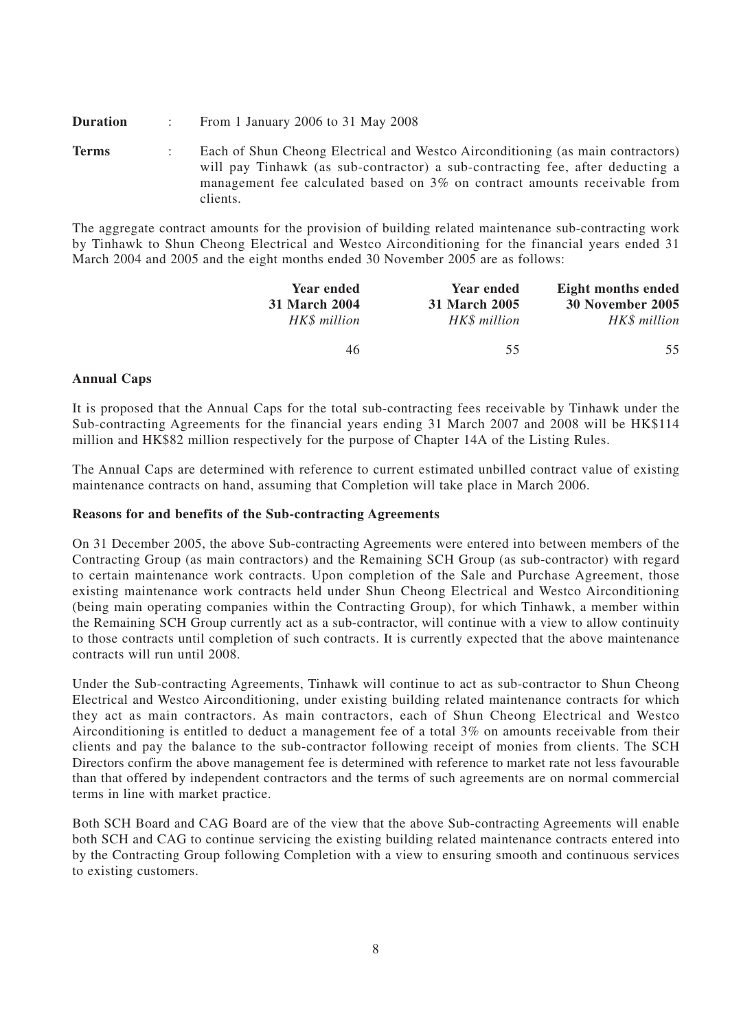**Duration** : From 1 January 2006 to 31 May 2008

**Terms** : Each of Shun Cheong Electrical and Westco Airconditioning (as main contractors) will pay Tinhawk (as sub-contractor) a sub-contracting fee, after deducting a management fee calculated based on 3% on contract amounts receivable from clients.

The aggregate contract amounts for the provision of building related maintenance sub-contracting work by Tinhawk to Shun Cheong Electrical and Westco Airconditioning for the financial years ended 31 March 2004 and 2005 and the eight months ended 30 November 2005 are as follows:

| Year ended 31 March 2004 | Year ended 31 March 2005 | Eight months ended 30 November 2005 |
|---|---|---|
| *HK$ million* | *HK$ million* | *HK$ million* |
| 46 | 55 | 55 |

**Annual Caps**

It is proposed that the Annual Caps for the total sub-contracting fees receivable by Tinhawk under the Sub-contracting Agreements for the financial years ending 31 March 2007 and 2008 will be HK$114 million and HK$82 million respectively for the purpose of Chapter 14A of the Listing Rules.

The Annual Caps are determined with reference to current estimated unbilled contract value of existing maintenance contracts on hand, assuming that Completion will take place in March 2006.

**Reasons for and benefits of the Sub-contracting Agreements**

On 31 December 2005, the above Sub-contracting Agreements were entered into between members of the Contracting Group (as main contractors) and the Remaining SCH Group (as sub-contractor) with regard to certain maintenance work contracts. Upon completion of the Sale and Purchase Agreement, those existing maintenance work contracts held under Shun Cheong Electrical and Westco Airconditioning (being main operating companies within the Contracting Group), for which Tinhawk, a member within the Remaining SCH Group currently act as a sub-contractor, will continue with a view to allow continuity to those contracts until completion of such contracts. It is currently expected that the above maintenance contracts will run until 2008.

Under the Sub-contracting Agreements, Tinhawk will continue to act as sub-contractor to Shun Cheong Electrical and Westco Airconditioning, under existing building related maintenance contracts for which they act as main contractors. As main contractors, each of Shun Cheong Electrical and Westco Airconditioning is entitled to deduct a management fee of a total 3% on amounts receivable from their clients and pay the balance to the sub-contractor following receipt of monies from clients. The SCH Directors confirm the above management fee is determined with reference to market rate not less favourable than that offered by independent contractors and the terms of such agreements are on normal commercial terms in line with market practice.

Both SCH Board and CAG Board are of the view that the above Sub-contracting Agreements will enable both SCH and CAG to continue servicing the existing building related maintenance contracts entered into by the Contracting Group following Completion with a view to ensuring smooth and continuous services to existing customers.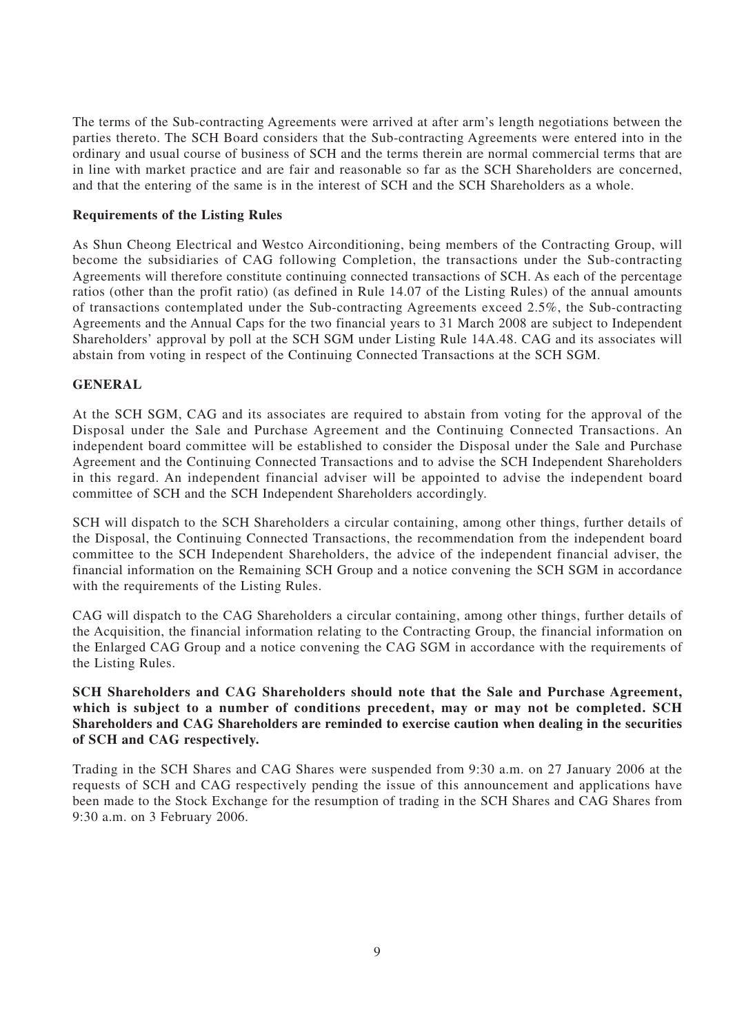The terms of the Sub-contracting Agreements were arrived at after arm's length negotiations between the parties thereto. The SCH Board considers that the Sub-contracting Agreements were entered into in the ordinary and usual course of business of SCH and the terms therein are normal commercial terms that are in line with market practice and are fair and reasonable so far as the SCH Shareholders are concerned, and that the entering of the same is in the interest of SCH and the SCH Shareholders as a whole.

**Requirements of the Listing Rules**

As Shun Cheong Electrical and Westco Airconditioning, being members of the Contracting Group, will become the subsidiaries of CAG following Completion, the transactions under the Sub-contracting Agreements will therefore constitute continuing connected transactions of SCH. As each of the percentage ratios (other than the profit ratio) (as defined in Rule 14.07 of the Listing Rules) of the annual amounts of transactions contemplated under the Sub-contracting Agreements exceed 2.5%, the Sub-contracting Agreements and the Annual Caps for the two financial years to 31 March 2008 are subject to Independent Shareholders' approval by poll at the SCH SGM under Listing Rule 14A.48. CAG and its associates will abstain from voting in respect of the Continuing Connected Transactions at the SCH SGM.

**GENERAL**

At the SCH SGM, CAG and its associates are required to abstain from voting for the approval of the Disposal under the Sale and Purchase Agreement and the Continuing Connected Transactions. An independent board committee will be established to consider the Disposal under the Sale and Purchase Agreement and the Continuing Connected Transactions and to advise the SCH Independent Shareholders in this regard. An independent financial adviser will be appointed to advise the independent board committee of SCH and the SCH Independent Shareholders accordingly.

SCH will dispatch to the SCH Shareholders a circular containing, among other things, further details of the Disposal, the Continuing Connected Transactions, the recommendation from the independent board committee to the SCH Independent Shareholders, the advice of the independent financial adviser, the financial information on the Remaining SCH Group and a notice convening the SCH SGM in accordance with the requirements of the Listing Rules.

CAG will dispatch to the CAG Shareholders a circular containing, among other things, further details of the Acquisition, the financial information relating to the Contracting Group, the financial information on the Enlarged CAG Group and a notice convening the CAG SGM in accordance with the requirements of the Listing Rules.

**SCH Shareholders and CAG Shareholders should note that the Sale and Purchase Agreement, which is subject to a number of conditions precedent, may or may not be completed. SCH Shareholders and CAG Shareholders are reminded to exercise caution when dealing in the securities of SCH and CAG respectively.**

Trading in the SCH Shares and CAG Shares were suspended from 9:30 a.m. on 27 January 2006 at the requests of SCH and CAG respectively pending the issue of this announcement and applications have been made to the Stock Exchange for the resumption of trading in the SCH Shares and CAG Shares from 9:30 a.m. on 3 February 2006.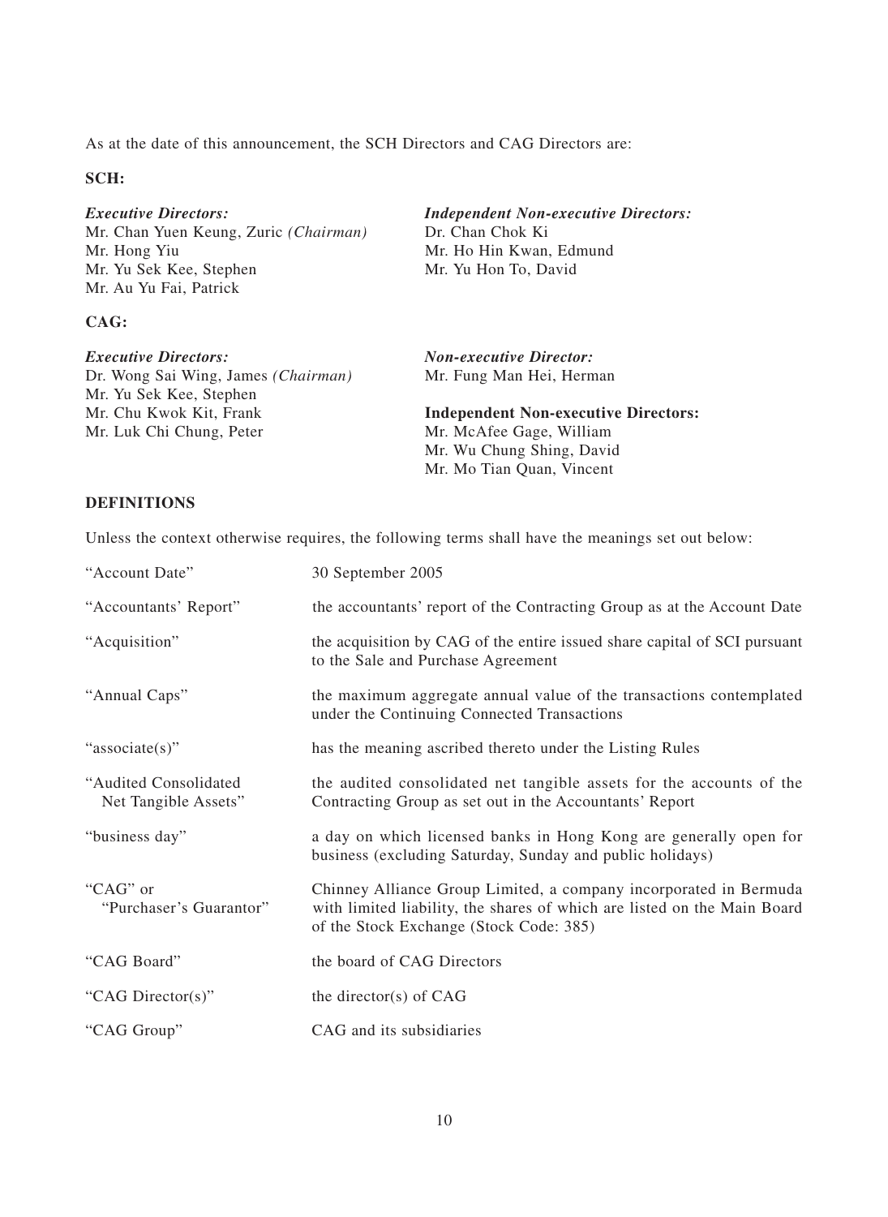As at the date of this announcement, the SCH Directors and CAG Directors are:

**SCH:**

*Executive Directors:*
Mr. Chan Yuen Keung, Zuric *(Chairman)*
Mr. Hong Yiu
Mr. Yu Sek Kee, Stephen
Mr. Au Yu Fai, Patrick

*Independent Non-executive Directors:*
Dr. Chan Chok Ki
Mr. Ho Hin Kwan, Edmund
Mr. Yu Hon To, David

**CAG:**

*Executive Directors:*
Dr. Wong Sai Wing, James *(Chairman)*
Mr. Yu Sek Kee, Stephen
Mr. Chu Kwok Kit, Frank
Mr. Luk Chi Chung, Peter

*Non-executive Director:*
Mr. Fung Man Hei, Herman

**Independent Non-executive Directors:**
Mr. McAfee Gage, William
Mr. Wu Chung Shing, David
Mr. Mo Tian Quan, Vincent

**DEFINITIONS**

Unless the context otherwise requires, the following terms shall have the meanings set out below:

| | |
|---|---|
| "Account Date" | 30 September 2005 |
| "Accountants' Report" | the accountants' report of the Contracting Group as at the Account Date |
| "Acquisition" | the acquisition by CAG of the entire issued share capital of SCI pursuant to the Sale and Purchase Agreement |
| "Annual Caps" | the maximum aggregate annual value of the transactions contemplated under the Continuing Connected Transactions |
| "associate(s)" | has the meaning ascribed thereto under the Listing Rules |
| "Audited Consolidated Net Tangible Assets" | the audited consolidated net tangible assets for the accounts of the Contracting Group as set out in the Accountants' Report |
| "business day" | a day on which licensed banks in Hong Kong are generally open for business (excluding Saturday, Sunday and public holidays) |
| "CAG" or "Purchaser's Guarantor" | Chinney Alliance Group Limited, a company incorporated in Bermuda with limited liability, the shares of which are listed on the Main Board of the Stock Exchange (Stock Code: 385) |
| "CAG Board" | the board of CAG Directors |
| "CAG Director(s)" | the director(s) of CAG |
| "CAG Group" | CAG and its subsidiaries |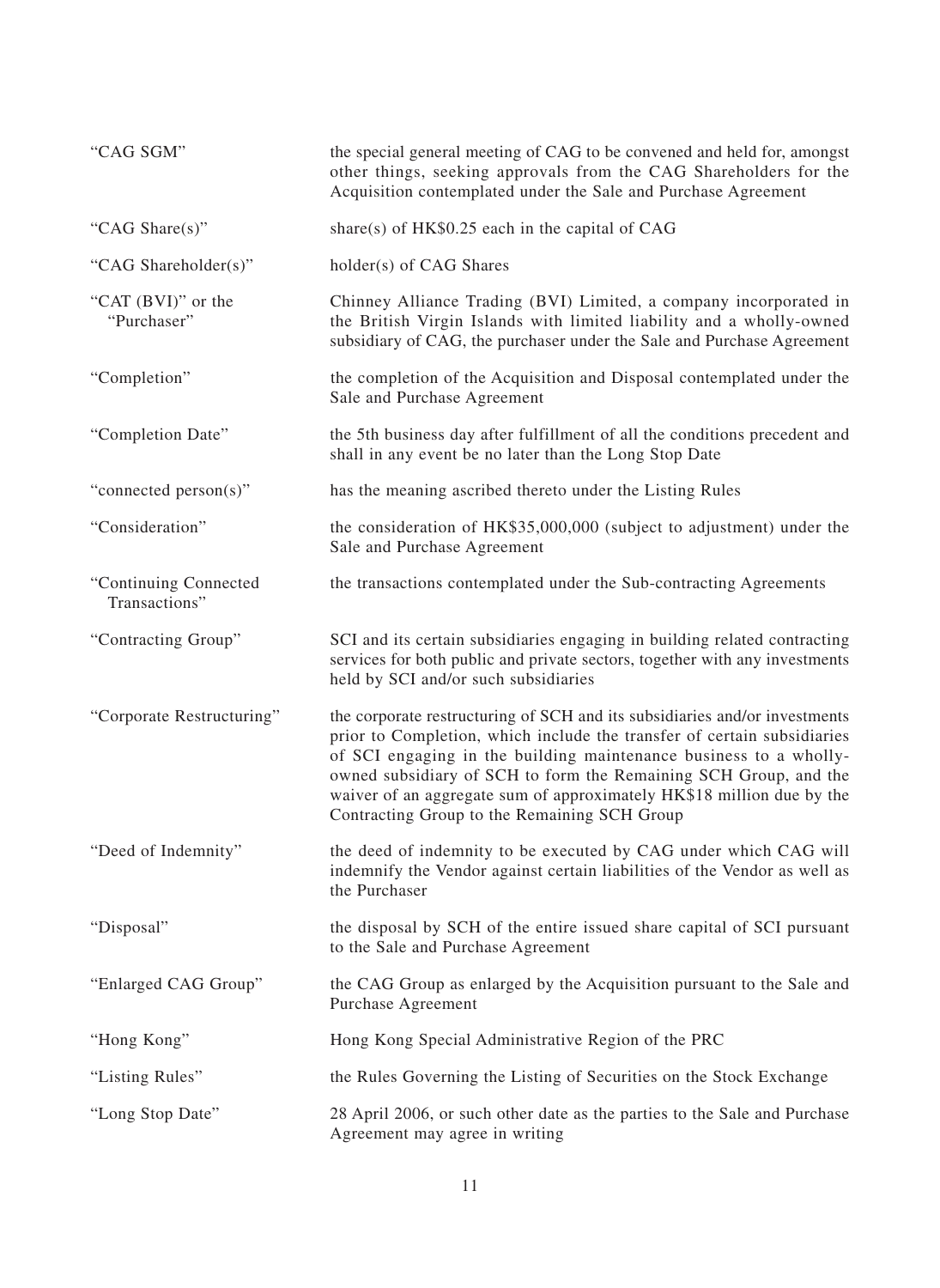| | |
|---|---|
| "CAG SGM" | the special general meeting of CAG to be convened and held for, amongst other things, seeking approvals from the CAG Shareholders for the Acquisition contemplated under the Sale and Purchase Agreement |
| "CAG Share(s)" | share(s) of HK$0.25 each in the capital of CAG |
| "CAG Shareholder(s)" | holder(s) of CAG Shares |
| "CAT (BVI)" or the "Purchaser" | Chinney Alliance Trading (BVI) Limited, a company incorporated in the British Virgin Islands with limited liability and a wholly-owned subsidiary of CAG, the purchaser under the Sale and Purchase Agreement |
| "Completion" | the completion of the Acquisition and Disposal contemplated under the Sale and Purchase Agreement |
| "Completion Date" | the 5th business day after fulfillment of all the conditions precedent and shall in any event be no later than the Long Stop Date |
| "connected person(s)" | has the meaning ascribed thereto under the Listing Rules |
| "Consideration" | the consideration of HK$35,000,000 (subject to adjustment) under the Sale and Purchase Agreement |
| "Continuing Connected Transactions" | the transactions contemplated under the Sub-contracting Agreements |
| "Contracting Group" | SCI and its certain subsidiaries engaging in building related contracting services for both public and private sectors, together with any investments held by SCI and/or such subsidiaries |
| "Corporate Restructuring" | the corporate restructuring of SCH and its subsidiaries and/or investments prior to Completion, which include the transfer of certain subsidiaries of SCI engaging in the building maintenance business to a wholly-owned subsidiary of SCH to form the Remaining SCH Group, and the waiver of an aggregate sum of approximately HK$18 million due by the Contracting Group to the Remaining SCH Group |
| "Deed of Indemnity" | the deed of indemnity to be executed by CAG under which CAG will indemnify the Vendor against certain liabilities of the Vendor as well as the Purchaser |
| "Disposal" | the disposal by SCH of the entire issued share capital of SCI pursuant to the Sale and Purchase Agreement |
| "Enlarged CAG Group" | the CAG Group as enlarged by the Acquisition pursuant to the Sale and Purchase Agreement |
| "Hong Kong" | Hong Kong Special Administrative Region of the PRC |
| "Listing Rules" | the Rules Governing the Listing of Securities on the Stock Exchange |
| "Long Stop Date" | 28 April 2006, or such other date as the parties to the Sale and Purchase Agreement may agree in writing |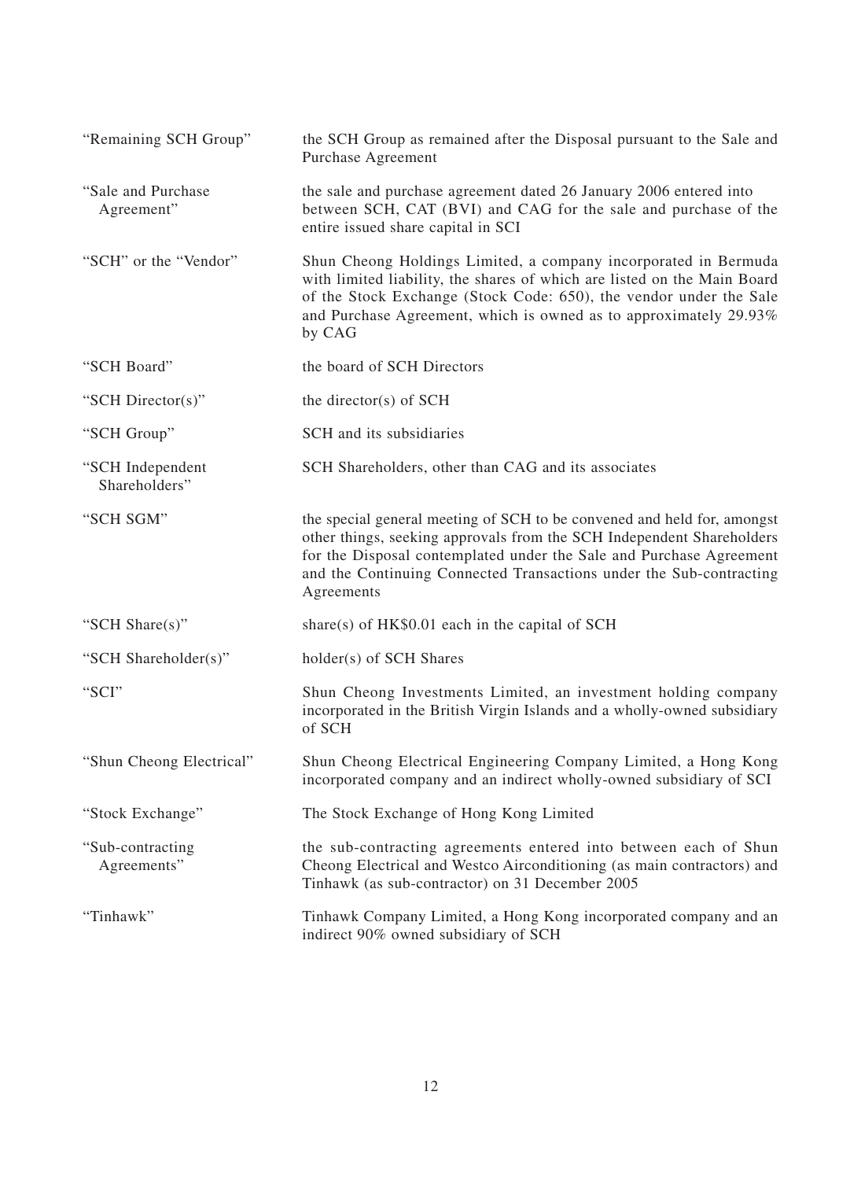| | |
|---|---|
| "Remaining SCH Group" | the SCH Group as remained after the Disposal pursuant to the Sale and Purchase Agreement |
| "Sale and Purchase Agreement" | the sale and purchase agreement dated 26 January 2006 entered into between SCH, CAT (BVI) and CAG for the sale and purchase of the entire issued share capital in SCI |
| "SCH" or the "Vendor" | Shun Cheong Holdings Limited, a company incorporated in Bermuda with limited liability, the shares of which are listed on the Main Board of the Stock Exchange (Stock Code: 650), the vendor under the Sale and Purchase Agreement, which is owned as to approximately 29.93% by CAG |
| "SCH Board" | the board of SCH Directors |
| "SCH Director(s)" | the director(s) of SCH |
| "SCH Group" | SCH and its subsidiaries |
| "SCH Independent Shareholders" | SCH Shareholders, other than CAG and its associates |
| "SCH SGM" | the special general meeting of SCH to be convened and held for, amongst other things, seeking approvals from the SCH Independent Shareholders for the Disposal contemplated under the Sale and Purchase Agreement and the Continuing Connected Transactions under the Sub-contracting Agreements |
| "SCH Share(s)" | share(s) of HK$0.01 each in the capital of SCH |
| "SCH Shareholder(s)" | holder(s) of SCH Shares |
| "SCI" | Shun Cheong Investments Limited, an investment holding company incorporated in the British Virgin Islands and a wholly-owned subsidiary of SCH |
| "Shun Cheong Electrical" | Shun Cheong Electrical Engineering Company Limited, a Hong Kong incorporated company and an indirect wholly-owned subsidiary of SCI |
| "Stock Exchange" | The Stock Exchange of Hong Kong Limited |
| "Sub-contracting Agreements" | the sub-contracting agreements entered into between each of Shun Cheong Electrical and Westco Airconditioning (as main contractors) and Tinhawk (as sub-contractor) on 31 December 2005 |
| "Tinhawk" | Tinhawk Company Limited, a Hong Kong incorporated company and an indirect 90% owned subsidiary of SCH |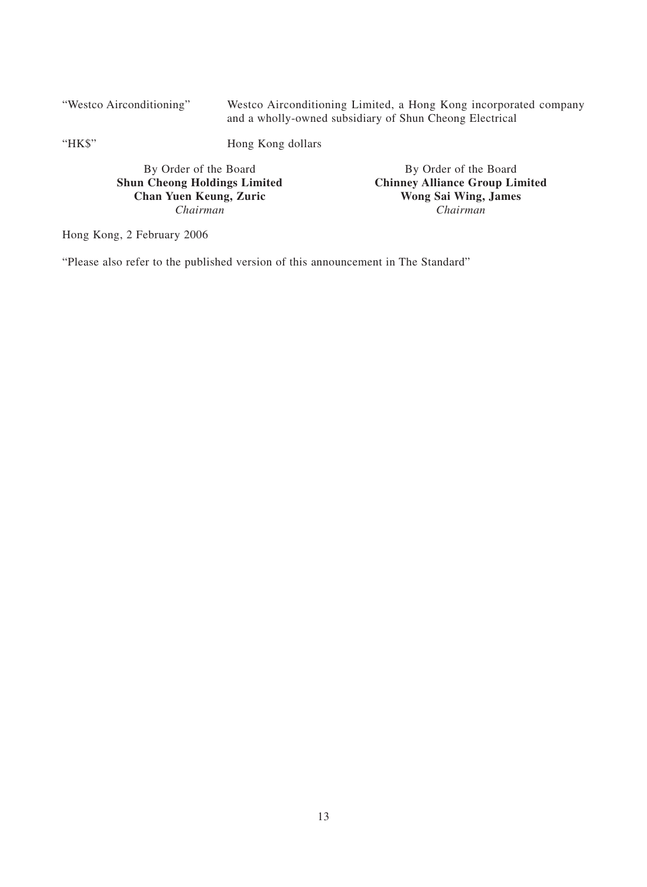| | |
|---|---|
| "Westco Airconditioning" | Westco Airconditioning Limited, a Hong Kong incorporated company and a wholly-owned subsidiary of Shun Cheong Electrical |
| "HK$" | Hong Kong dollars |

By Order of the Board
**Shun Cheong Holdings Limited**
**Chan Yuen Keung, Zuric**
*Chairman*

By Order of the Board
**Chinney Alliance Group Limited**
**Wong Sai Wing, James**
*Chairman*

Hong Kong, 2 February 2006

"Please also refer to the published version of this announcement in The Standard"